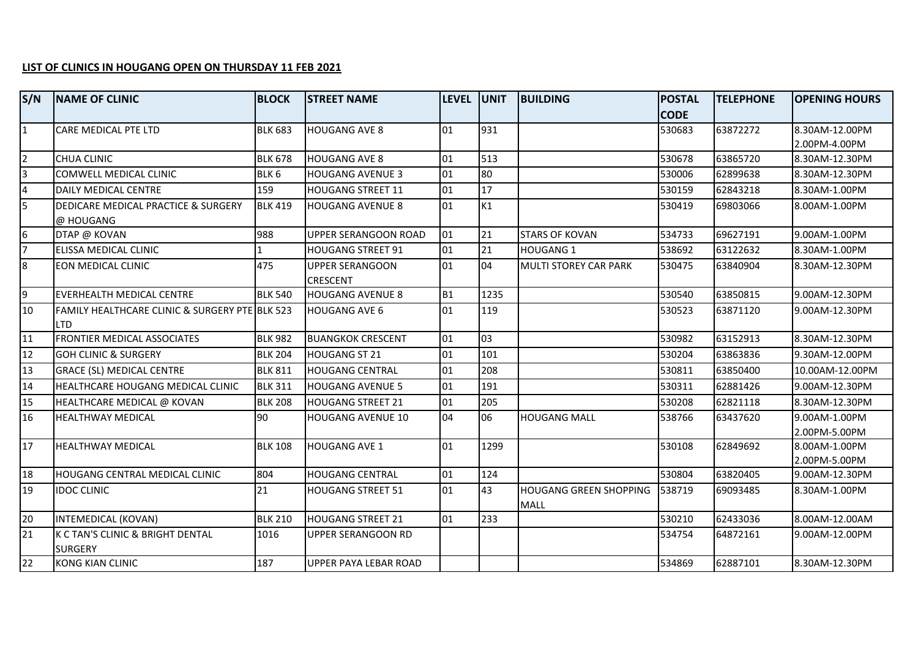**LIST OF CLINICS IN HOUGANG OPEN ON THURSDAY 11 FEB 2021**

| S/N | NAME OF CLINIC | BLOCK | STREET NAME | LEVEL | UNIT | BUILDING | POSTAL CODE | TELEPHONE | OPENING HOURS |
|---|---|---|---|---|---|---|---|---|---|
| 1 | CARE MEDICAL PTE LTD | BLK 683 | HOUGANG AVE 8 | 01 | 931 | | 530683 | 63872272 | 8.30AM-12.00PM 2.00PM-4.00PM |
| 2 | CHUA CLINIC | BLK 678 | HOUGANG AVE 8 | 01 | 513 | | 530678 | 63865720 | 8.30AM-12.30PM |
| 3 | COMWELL MEDICAL CLINIC | BLK 6 | HOUGANG AVENUE 3 | 01 | 80 | | 530006 | 62899638 | 8.30AM-12.30PM |
| 4 | DAILY MEDICAL CENTRE | 159 | HOUGANG STREET 11 | 01 | 17 | | 530159 | 62843218 | 8.30AM-1.00PM |
| 5 | DEDICARE MEDICAL PRACTICE & SURGERY @ HOUGANG | BLK 419 | HOUGANG AVENUE 8 | 01 | K1 | | 530419 | 69803066 | 8.00AM-1.00PM |
| 6 | DTAP @ KOVAN | 988 | UPPER SERANGOON ROAD | 01 | 21 | STARS OF KOVAN | 534733 | 69627191 | 9.00AM-1.00PM |
| 7 | ELISSA MEDICAL CLINIC | 1 | HOUGANG STREET 91 | 01 | 21 | HOUGANG 1 | 538692 | 63122632 | 8.30AM-1.00PM |
| 8 | EON MEDICAL CLINIC | 475 | UPPER SERANGOON CRESCENT | 01 | 04 | MULTI STOREY CAR PARK | 530475 | 63840904 | 8.30AM-12.30PM |
| 9 | EVERHEALTH MEDICAL CENTRE | BLK 540 | HOUGANG AVENUE 8 | B1 | 1235 | | 530540 | 63850815 | 9.00AM-12.30PM |
| 10 | FAMILY HEALTHCARE CLINIC & SURGERY PTE LTD | BLK 523 | HOUGANG AVE 6 | 01 | 119 | | 530523 | 63871120 | 9.00AM-12.30PM |
| 11 | FRONTIER MEDICAL ASSOCIATES | BLK 982 | BUANGKOK CRESCENT | 01 | 03 | | 530982 | 63152913 | 8.30AM-12.30PM |
| 12 | GOH CLINIC & SURGERY | BLK 204 | HOUGANG ST 21 | 01 | 101 | | 530204 | 63863836 | 9.30AM-12.00PM |
| 13 | GRACE (SL) MEDICAL CENTRE | BLK 811 | HOUGANG CENTRAL | 01 | 208 | | 530811 | 63850400 | 10.00AM-12.00PM |
| 14 | HEALTHCARE HOUGANG MEDICAL CLINIC | BLK 311 | HOUGANG AVENUE 5 | 01 | 191 | | 530311 | 62881426 | 9.00AM-12.30PM |
| 15 | HEALTHCARE MEDICAL @ KOVAN | BLK 208 | HOUGANG STREET 21 | 01 | 205 | | 530208 | 62821118 | 8.30AM-12.30PM |
| 16 | HEALTHWAY MEDICAL | 90 | HOUGANG AVENUE 10 | 04 | 06 | HOUGANG MALL | 538766 | 63437620 | 9.00AM-1.00PM 2.00PM-5.00PM |
| 17 | HEALTHWAY MEDICAL | BLK 108 | HOUGANG AVE 1 | 01 | 1299 | | 530108 | 62849692 | 8.00AM-1.00PM 2.00PM-5.00PM |
| 18 | HOUGANG CENTRAL MEDICAL CLINIC | 804 | HOUGANG CENTRAL | 01 | 124 | | 530804 | 63820405 | 9.00AM-12.30PM |
| 19 | IDOC CLINIC | 21 | HOUGANG STREET 51 | 01 | 43 | HOUGANG GREEN SHOPPING MALL | 538719 | 69093485 | 8.30AM-1.00PM |
| 20 | INTEMEDICAL (KOVAN) | BLK 210 | HOUGANG STREET 21 | 01 | 233 | | 530210 | 62433036 | 8.00AM-12.00AM |
| 21 | K C TAN'S CLINIC & BRIGHT DENTAL SURGERY | 1016 | UPPER SERANGOON RD | | | | 534754 | 64872161 | 9.00AM-12.00PM |
| 22 | KONG KIAN CLINIC | 187 | UPPER PAYA LEBAR ROAD | | | | 534869 | 62887101 | 8.30AM-12.30PM |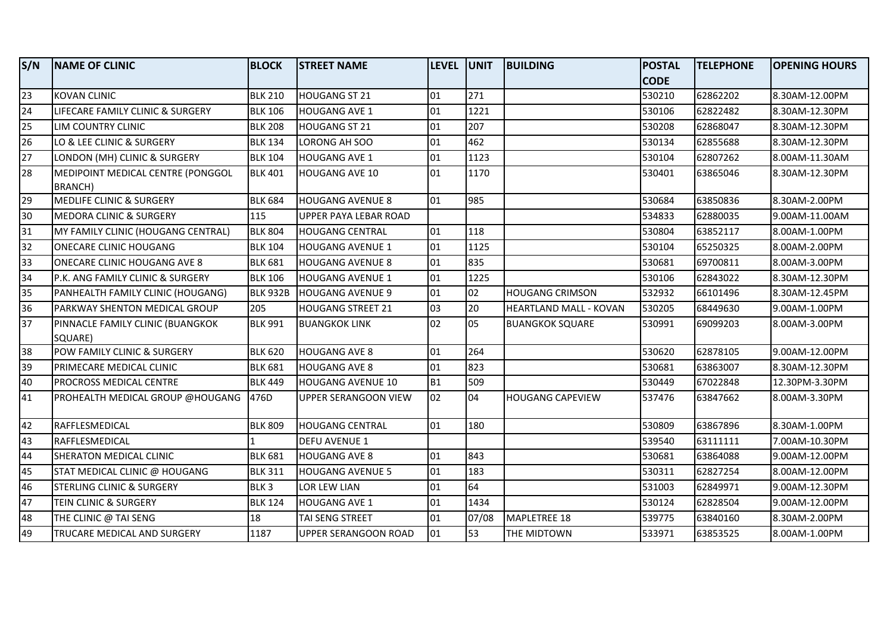| S/N | NAME OF CLINIC | BLOCK | STREET NAME | LEVEL | UNIT | BUILDING | POSTAL CODE | TELEPHONE | OPENING HOURS |
|---|---|---|---|---|---|---|---|---|---|
| 23 | KOVAN CLINIC | BLK 210 | HOUGANG ST 21 | 01 | 271 | | 530210 | 62862202 | 8.30AM-12.00PM |
| 24 | LIFECARE FAMILY CLINIC & SURGERY | BLK 106 | HOUGANG AVE 1 | 01 | 1221 | | 530106 | 62822482 | 8.30AM-12.30PM |
| 25 | LIM COUNTRY CLINIC | BLK 208 | HOUGANG ST 21 | 01 | 207 | | 530208 | 62868047 | 8.30AM-12.30PM |
| 26 | LO & LEE CLINIC & SURGERY | BLK 134 | LORONG AH SOO | 01 | 462 | | 530134 | 62855688 | 8.30AM-12.30PM |
| 27 | LONDON (MH) CLINIC & SURGERY | BLK 104 | HOUGANG AVE 1 | 01 | 1123 | | 530104 | 62807262 | 8.00AM-11.30AM |
| 28 | MEDIPOINT MEDICAL CENTRE (PONGGOL BRANCH) | BLK 401 | HOUGANG AVE 10 | 01 | 1170 | | 530401 | 63865046 | 8.30AM-12.30PM |
| 29 | MEDLIFE CLINIC & SURGERY | BLK 684 | HOUGANG AVENUE 8 | 01 | 985 | | 530684 | 63850836 | 8.30AM-2.00PM |
| 30 | MEDORA CLINIC & SURGERY | 115 | UPPER PAYA LEBAR ROAD | | | | 534833 | 62880035 | 9.00AM-11.00AM |
| 31 | MY FAMILY CLINIC (HOUGANG CENTRAL) | BLK 804 | HOUGANG CENTRAL | 01 | 118 | | 530804 | 63852117 | 8.00AM-1.00PM |
| 32 | ONECARE CLINIC HOUGANG | BLK 104 | HOUGANG AVENUE 1 | 01 | 1125 | | 530104 | 65250325 | 8.00AM-2.00PM |
| 33 | ONECARE CLINIC HOUGANG AVE 8 | BLK 681 | HOUGANG AVENUE 8 | 01 | 835 | | 530681 | 69700811 | 8.00AM-3.00PM |
| 34 | P.K. ANG FAMILY CLINIC & SURGERY | BLK 106 | HOUGANG AVENUE 1 | 01 | 1225 | | 530106 | 62843022 | 8.30AM-12.30PM |
| 35 | PANHEALTH FAMILY CLINIC (HOUGANG) | BLK 932B | HOUGANG AVENUE 9 | 01 | 02 | HOUGANG CRIMSON | 532932 | 66101496 | 8.30AM-12.45PM |
| 36 | PARKWAY SHENTON MEDICAL GROUP | 205 | HOUGANG STREET 21 | 03 | 20 | HEARTLAND MALL - KOVAN | 530205 | 68449630 | 9.00AM-1.00PM |
| 37 | PINNACLE FAMILY CLINIC (BUANGKOK SQUARE) | BLK 991 | BUANGKOK LINK | 02 | 05 | BUANGKOK SQUARE | 530991 | 69099203 | 8.00AM-3.00PM |
| 38 | POW FAMILY CLINIC & SURGERY | BLK 620 | HOUGANG AVE 8 | 01 | 264 | | 530620 | 62878105 | 9.00AM-12.00PM |
| 39 | PRIMECARE MEDICAL CLINIC | BLK 681 | HOUGANG AVE 8 | 01 | 823 | | 530681 | 63863007 | 8.30AM-12.30PM |
| 40 | PROCROSS MEDICAL CENTRE | BLK 449 | HOUGANG AVENUE 10 | B1 | 509 | | 530449 | 67022848 | 12.30PM-3.30PM |
| 41 | PROHEALTH MEDICAL GROUP @HOUGANG | 476D | UPPER SERANGOON VIEW | 02 | 04 | HOUGANG CAPEVIEW | 537476 | 63847662 | 8.00AM-3.30PM |
| 42 | RAFFLESMEDICAL | BLK 809 | HOUGANG CENTRAL | 01 | 180 | | 530809 | 63867896 | 8.30AM-1.00PM |
| 43 | RAFFLESMEDICAL | 1 | DEFU AVENUE 1 | | | | 539540 | 63111111 | 7.00AM-10.30PM |
| 44 | SHERATON MEDICAL CLINIC | BLK 681 | HOUGANG AVE 8 | 01 | 843 | | 530681 | 63864088 | 9.00AM-12.00PM |
| 45 | STAT MEDICAL CLINIC @ HOUGANG | BLK 311 | HOUGANG AVENUE 5 | 01 | 183 | | 530311 | 62827254 | 8.00AM-12.00PM |
| 46 | STERLING CLINIC & SURGERY | BLK 3 | LOR LEW LIAN | 01 | 64 | | 531003 | 62849971 | 9.00AM-12.30PM |
| 47 | TEIN CLINIC & SURGERY | BLK 124 | HOUGANG AVE 1 | 01 | 1434 | | 530124 | 62828504 | 9.00AM-12.00PM |
| 48 | THE CLINIC @ TAI SENG | 18 | TAI SENG STREET | 01 | 07/08 | MAPLETREE 18 | 539775 | 63840160 | 8.30AM-2.00PM |
| 49 | TRUCARE MEDICAL AND SURGERY | 1187 | UPPER SERANGOON ROAD | 01 | 53 | THE MIDTOWN | 533971 | 63853525 | 8.00AM-1.00PM |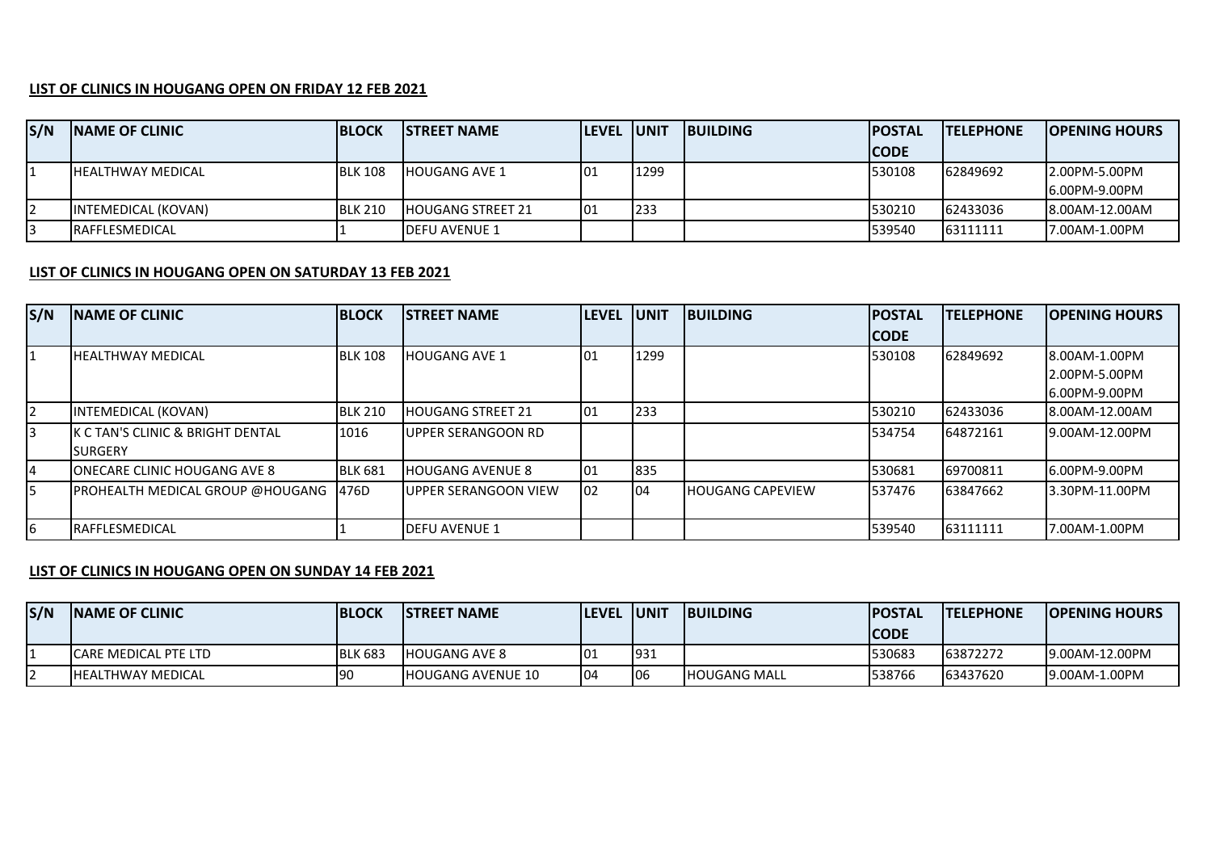**LIST OF CLINICS IN HOUGANG OPEN ON FRIDAY 12 FEB 2021**

| S/N | NAME OF CLINIC | BLOCK | STREET NAME | LEVEL | UNIT | BUILDING | POSTAL CODE | TELEPHONE | OPENING HOURS |
|---|---|---|---|---|---|---|---|---|---|
| 1 | HEALTHWAY MEDICAL | BLK 108 | HOUGANG AVE 1 | 01 | 1299 | | 530108 | 62849692 | 2.00PM-5.00PM<br>6.00PM-9.00PM |
| 2 | INTEMEDICAL (KOVAN) | BLK 210 | HOUGANG STREET 21 | 01 | 233 | | 530210 | 62433036 | 8.00AM-12.00AM |
| 3 | RAFFLESMEDICAL | 1 | DEFU AVENUE 1 | | | | 539540 | 63111111 | 7.00AM-1.00PM |

**LIST OF CLINICS IN HOUGANG OPEN ON SATURDAY 13 FEB 2021**

| S/N | NAME OF CLINIC | BLOCK | STREET NAME | LEVEL | UNIT | BUILDING | POSTAL CODE | TELEPHONE | OPENING HOURS |
|---|---|---|---|---|---|---|---|---|---|
| 1 | HEALTHWAY MEDICAL | BLK 108 | HOUGANG AVE 1 | 01 | 1299 | | 530108 | 62849692 | 8.00AM-1.00PM<br>2.00PM-5.00PM<br>6.00PM-9.00PM |
| 2 | INTEMEDICAL (KOVAN) | BLK 210 | HOUGANG STREET 21 | 01 | 233 | | 530210 | 62433036 | 8.00AM-12.00AM |
| 3 | K C TAN'S CLINIC & BRIGHT DENTAL SURGERY | 1016 | UPPER SERANGOON RD | | | | 534754 | 64872161 | 9.00AM-12.00PM |
| 4 | ONECARE CLINIC HOUGANG AVE 8 | BLK 681 | HOUGANG AVENUE 8 | 01 | 835 | | 530681 | 69700811 | 6.00PM-9.00PM |
| 5 | PROHEALTH MEDICAL GROUP @HOUGANG | 476D | UPPER SERANGOON VIEW | 02 | 04 | HOUGANG CAPEVIEW | 537476 | 63847662 | 3.30PM-11.00PM |
| 6 | RAFFLESMEDICAL | 1 | DEFU AVENUE 1 | | | | 539540 | 63111111 | 7.00AM-1.00PM |

**LIST OF CLINICS IN HOUGANG OPEN ON SUNDAY 14 FEB 2021**

| S/N | NAME OF CLINIC | BLOCK | STREET NAME | LEVEL | UNIT | BUILDING | POSTAL CODE | TELEPHONE | OPENING HOURS |
|---|---|---|---|---|---|---|---|---|---|
| 1 | CARE MEDICAL PTE LTD | BLK 683 | HOUGANG AVE 8 | 01 | 931 | | 530683 | 63872272 | 9.00AM-12.00PM |
| 2 | HEALTHWAY MEDICAL | 90 | HOUGANG AVENUE 10 | 04 | 06 | HOUGANG MALL | 538766 | 63437620 | 9.00AM-1.00PM |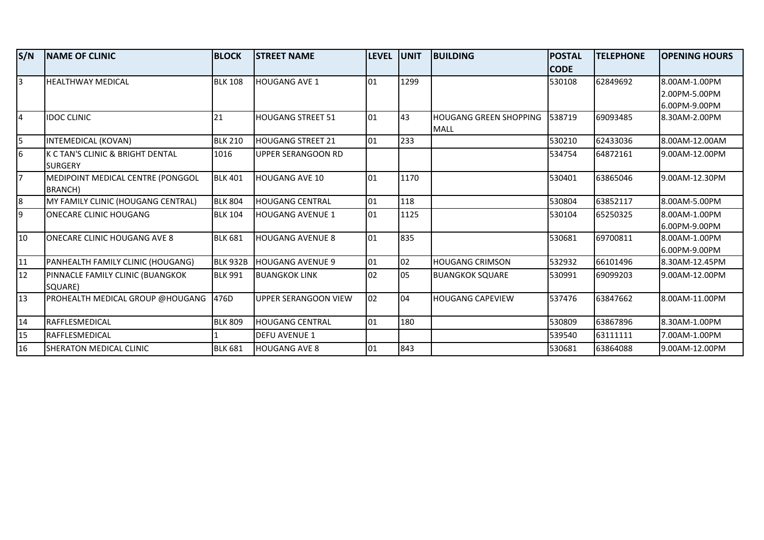| S/N | NAME OF CLINIC | BLOCK | STREET NAME | LEVEL | UNIT | BUILDING | POSTAL CODE | TELEPHONE | OPENING HOURS |
|---|---|---|---|---|---|---|---|---|---|
| 3 | HEALTHWAY MEDICAL | BLK 108 | HOUGANG AVE 1 | 01 | 1299 | | 530108 | 62849692 | 8.00AM-1.00PM<br>2.00PM-5.00PM<br>6.00PM-9.00PM |
| 4 | IDOC CLINIC | 21 | HOUGANG STREET 51 | 01 | 43 | HOUGANG GREEN SHOPPING MALL | 538719 | 69093485 | 8.30AM-2.00PM |
| 5 | INTEMEDICAL (KOVAN) | BLK 210 | HOUGANG STREET 21 | 01 | 233 | | 530210 | 62433036 | 8.00AM-12.00AM |
| 6 | K C TAN'S CLINIC & BRIGHT DENTAL SURGERY | 1016 | UPPER SERANGOON RD | | | | 534754 | 64872161 | 9.00AM-12.00PM |
| 7 | MEDIPOINT MEDICAL CENTRE (PONGGOL BRANCH) | BLK 401 | HOUGANG AVE 10 | 01 | 1170 | | 530401 | 63865046 | 9.00AM-12.30PM |
| 8 | MY FAMILY CLINIC (HOUGANG CENTRAL) | BLK 804 | HOUGANG CENTRAL | 01 | 118 | | 530804 | 63852117 | 8.00AM-5.00PM |
| 9 | ONECARE CLINIC HOUGANG | BLK 104 | HOUGANG AVENUE 1 | 01 | 1125 | | 530104 | 65250325 | 8.00AM-1.00PM<br>6.00PM-9.00PM |
| 10 | ONECARE CLINIC HOUGANG AVE 8 | BLK 681 | HOUGANG AVENUE 8 | 01 | 835 | | 530681 | 69700811 | 8.00AM-1.00PM<br>6.00PM-9.00PM |
| 11 | PANHEALTH FAMILY CLINIC (HOUGANG) | BLK 932B | HOUGANG AVENUE 9 | 01 | 02 | HOUGANG CRIMSON | 532932 | 66101496 | 8.30AM-12.45PM |
| 12 | PINNACLE FAMILY CLINIC (BUANGKOK SQUARE) | BLK 991 | BUANGKOK LINK | 02 | 05 | BUANGKOK SQUARE | 530991 | 69099203 | 9.00AM-12.00PM |
| 13 | PROHEALTH MEDICAL GROUP @HOUGANG | 476D | UPPER SERANGOON VIEW | 02 | 04 | HOUGANG CAPEVIEW | 537476 | 63847662 | 8.00AM-11.00PM |
| 14 | RAFFLESMEDICAL | BLK 809 | HOUGANG CENTRAL | 01 | 180 | | 530809 | 63867896 | 8.30AM-1.00PM |
| 15 | RAFFLESMEDICAL | 1 | DEFU AVENUE 1 | | | | 539540 | 63111111 | 7.00AM-1.00PM |
| 16 | SHERATON MEDICAL CLINIC | BLK 681 | HOUGANG AVE 8 | 01 | 843 | | 530681 | 63864088 | 9.00AM-12.00PM |